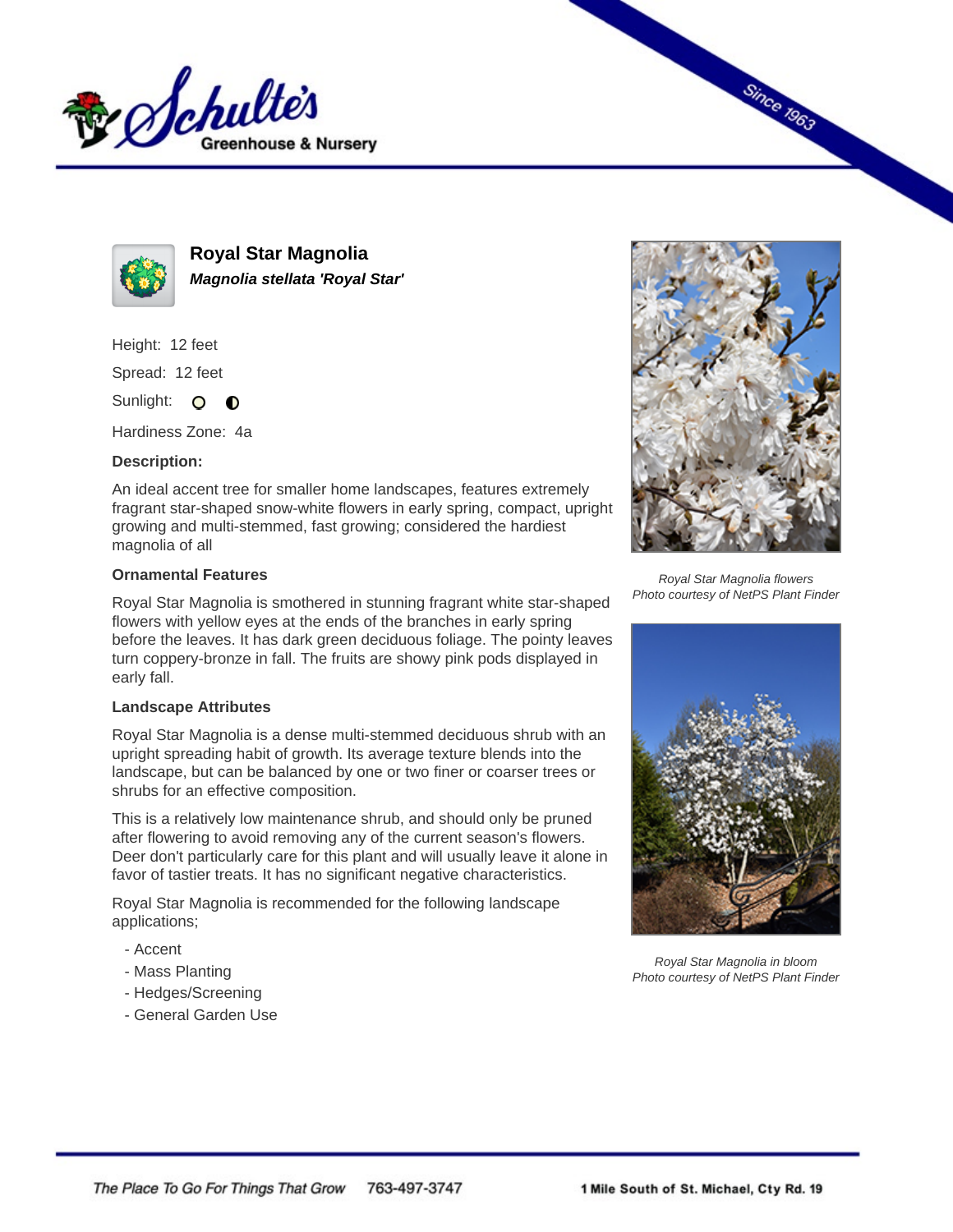# Royal Star Magnolia

***Magnolia stellata 'Royal Star'***

Height: 12 feet

Spread: 12 feet

Sunlight:

Hardiness Zone: 4a

**Description:**

An ideal accent tree for smaller home landscapes, features extremely fragrant star-shaped snow-white flowers in early spring, compact, upright growing and multi-stemmed, fast growing; considered the hardiest magnolia of all

**Ornamental Features**

Royal Star Magnolia is smothered in stunning fragrant white star-shaped flowers with yellow eyes at the ends of the branches in early spring before the leaves. It has dark green deciduous foliage. The pointy leaves turn coppery-bronze in fall. The fruits are showy pink pods displayed in early fall.

**Landscape Attributes**

Royal Star Magnolia is a dense multi-stemmed deciduous shrub with an upright spreading habit of growth. Its average texture blends into the landscape, but can be balanced by one or two finer or coarser trees or shrubs for an effective composition.

This is a relatively low maintenance shrub, and should only be pruned after flowering to avoid removing any of the current season's flowers. Deer don't particularly care for this plant and will usually leave it alone in favor of tastier treats. It has no significant negative characteristics.

Royal Star Magnolia is recommended for the following landscape applications;

- Accent
- Mass Planting
- Hedges/Screening
- General Garden Use

*Royal Star Magnolia flowers*
*Photo courtesy of NetPS Plant Finder*

*Royal Star Magnolia in bloom*
*Photo courtesy of NetPS Plant Finder*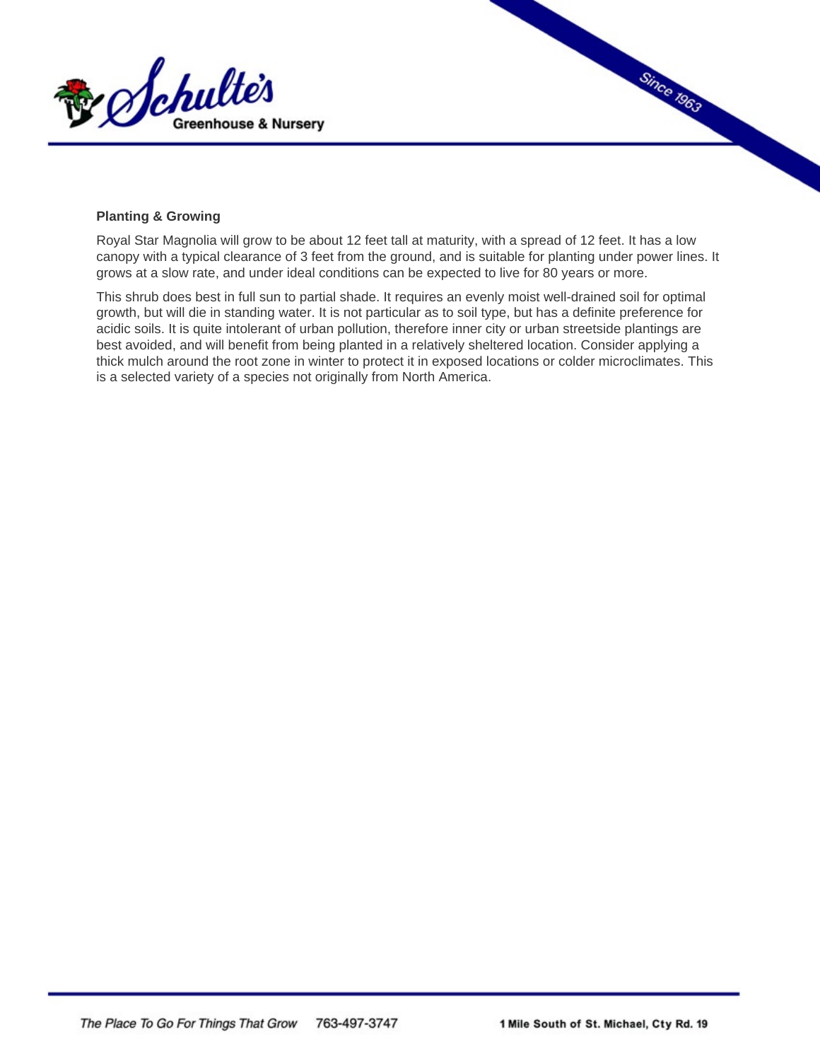**Planting & Growing**

Royal Star Magnolia will grow to be about 12 feet tall at maturity, with a spread of 12 feet. It has a low canopy with a typical clearance of 3 feet from the ground, and is suitable for planting under power lines. It grows at a slow rate, and under ideal conditions can be expected to live for 80 years or more.

This shrub does best in full sun to partial shade. It requires an evenly moist well-drained soil for optimal growth, but will die in standing water. It is not particular as to soil type, but has a definite preference for acidic soils. It is quite intolerant of urban pollution, therefore inner city or urban streetside plantings are best avoided, and will benefit from being planted in a relatively sheltered location. Consider applying a thick mulch around the root zone in winter to protect it in exposed locations or colder microclimates. This is a selected variety of a species not originally from North America.